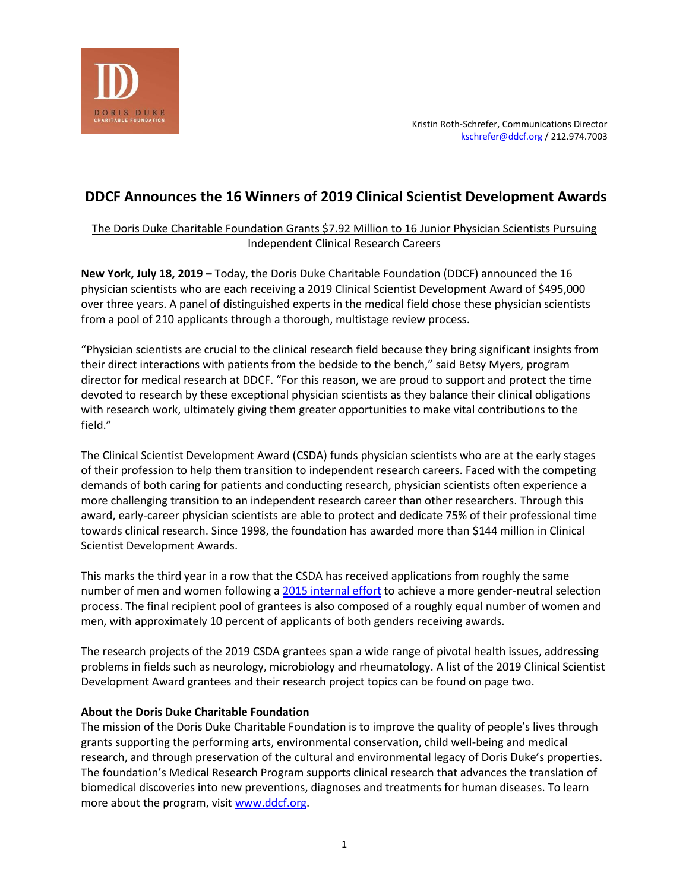DORIS DUKE
CHARITABLE FOUNDATION

Kristin Roth-Schrefer, Communications Director
kschrefer@ddcf.org / 212.974.7003

# DDCF Announces the 16 Winners of 2019 Clinical Scientist Development Awards

The Doris Duke Charitable Foundation Grants $7.92 Million to 16 Junior Physician Scientists Pursuing Independent Clinical Research Careers

**New York, July 18, 2019 –** Today, the Doris Duke Charitable Foundation (DDCF) announced the 16 physician scientists who are each receiving a 2019 Clinical Scientist Development Award of $495,000 over three years. A panel of distinguished experts in the medical field chose these physician scientists from a pool of 210 applicants through a thorough, multistage review process.

"Physician scientists are crucial to the clinical research field because they bring significant insights from their direct interactions with patients from the bedside to the bench," said Betsy Myers, program director for medical research at DDCF. "For this reason, we are proud to support and protect the time devoted to research by these exceptional physician scientists as they balance their clinical obligations with research work, ultimately giving them greater opportunities to make vital contributions to the field."

The Clinical Scientist Development Award (CSDA) funds physician scientists who are at the early stages of their profession to help them transition to independent research careers. Faced with the competing demands of both caring for patients and conducting research, physician scientists often experience a more challenging transition to an independent research career than other researchers. Through this award, early-career physician scientists are able to protect and dedicate 75% of their professional time towards clinical research. Since 1998, the foundation has awarded more than $144 million in Clinical Scientist Development Awards.

This marks the third year in a row that the CSDA has received applications from roughly the same number of men and women following a 2015 internal effort to achieve a more gender-neutral selection process. The final recipient pool of grantees is also composed of a roughly equal number of women and men, with approximately 10 percent of applicants of both genders receiving awards.

The research projects of the 2019 CSDA grantees span a wide range of pivotal health issues, addressing problems in fields such as neurology, microbiology and rheumatology. A list of the 2019 Clinical Scientist Development Award grantees and their research project topics can be found on page two.

**About the Doris Duke Charitable Foundation**

The mission of the Doris Duke Charitable Foundation is to improve the quality of people's lives through grants supporting the performing arts, environmental conservation, child well-being and medical research, and through preservation of the cultural and environmental legacy of Doris Duke's properties. The foundation's Medical Research Program supports clinical research that advances the translation of biomedical discoveries into new preventions, diagnoses and treatments for human diseases. To learn more about the program, visit www.ddcf.org.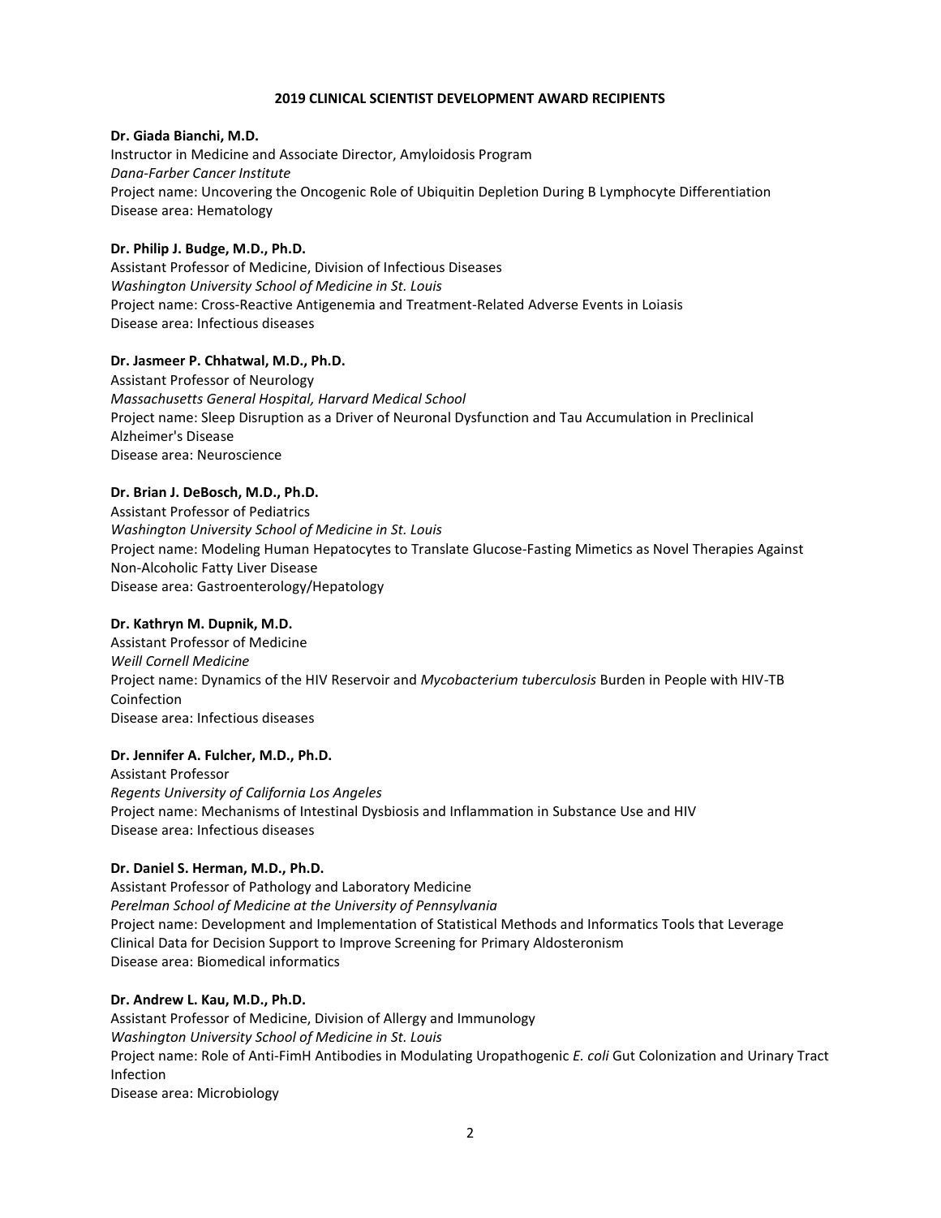## 2019 CLINICAL SCIENTIST DEVELOPMENT AWARD RECIPIENTS

**Dr. Giada Bianchi, M.D.**
Instructor in Medicine and Associate Director, Amyloidosis Program
*Dana-Farber Cancer Institute*
Project name: Uncovering the Oncogenic Role of Ubiquitin Depletion During B Lymphocyte Differentiation
Disease area: Hematology

**Dr. Philip J. Budge, M.D., Ph.D.**
Assistant Professor of Medicine, Division of Infectious Diseases
*Washington University School of Medicine in St. Louis*
Project name: Cross-Reactive Antigenemia and Treatment-Related Adverse Events in Loiasis
Disease area: Infectious diseases

**Dr. Jasmeer P. Chhatwal, M.D., Ph.D.**
Assistant Professor of Neurology
*Massachusetts General Hospital, Harvard Medical School*
Project name: Sleep Disruption as a Driver of Neuronal Dysfunction and Tau Accumulation in Preclinical Alzheimer's Disease
Disease area: Neuroscience

**Dr. Brian J. DeBosch, M.D., Ph.D.**
Assistant Professor of Pediatrics
*Washington University School of Medicine in St. Louis*
Project name: Modeling Human Hepatocytes to Translate Glucose-Fasting Mimetics as Novel Therapies Against Non-Alcoholic Fatty Liver Disease
Disease area: Gastroenterology/Hepatology

**Dr. Kathryn M. Dupnik, M.D.**
Assistant Professor of Medicine
*Weill Cornell Medicine*
Project name: Dynamics of the HIV Reservoir and *Mycobacterium tuberculosis* Burden in People with HIV-TB Coinfection
Disease area: Infectious diseases

**Dr. Jennifer A. Fulcher, M.D., Ph.D.**
Assistant Professor
*Regents University of California Los Angeles*
Project name: Mechanisms of Intestinal Dysbiosis and Inflammation in Substance Use and HIV
Disease area: Infectious diseases

**Dr. Daniel S. Herman, M.D., Ph.D.**
Assistant Professor of Pathology and Laboratory Medicine
*Perelman School of Medicine at the University of Pennsylvania*
Project name: Development and Implementation of Statistical Methods and Informatics Tools that Leverage Clinical Data for Decision Support to Improve Screening for Primary Aldosteronism
Disease area: Biomedical informatics

**Dr. Andrew L. Kau, M.D., Ph.D.**
Assistant Professor of Medicine, Division of Allergy and Immunology
*Washington University School of Medicine in St. Louis*
Project name: Role of Anti-FimH Antibodies in Modulating Uropathogenic *E. coli* Gut Colonization and Urinary Tract Infection
Disease area: Microbiology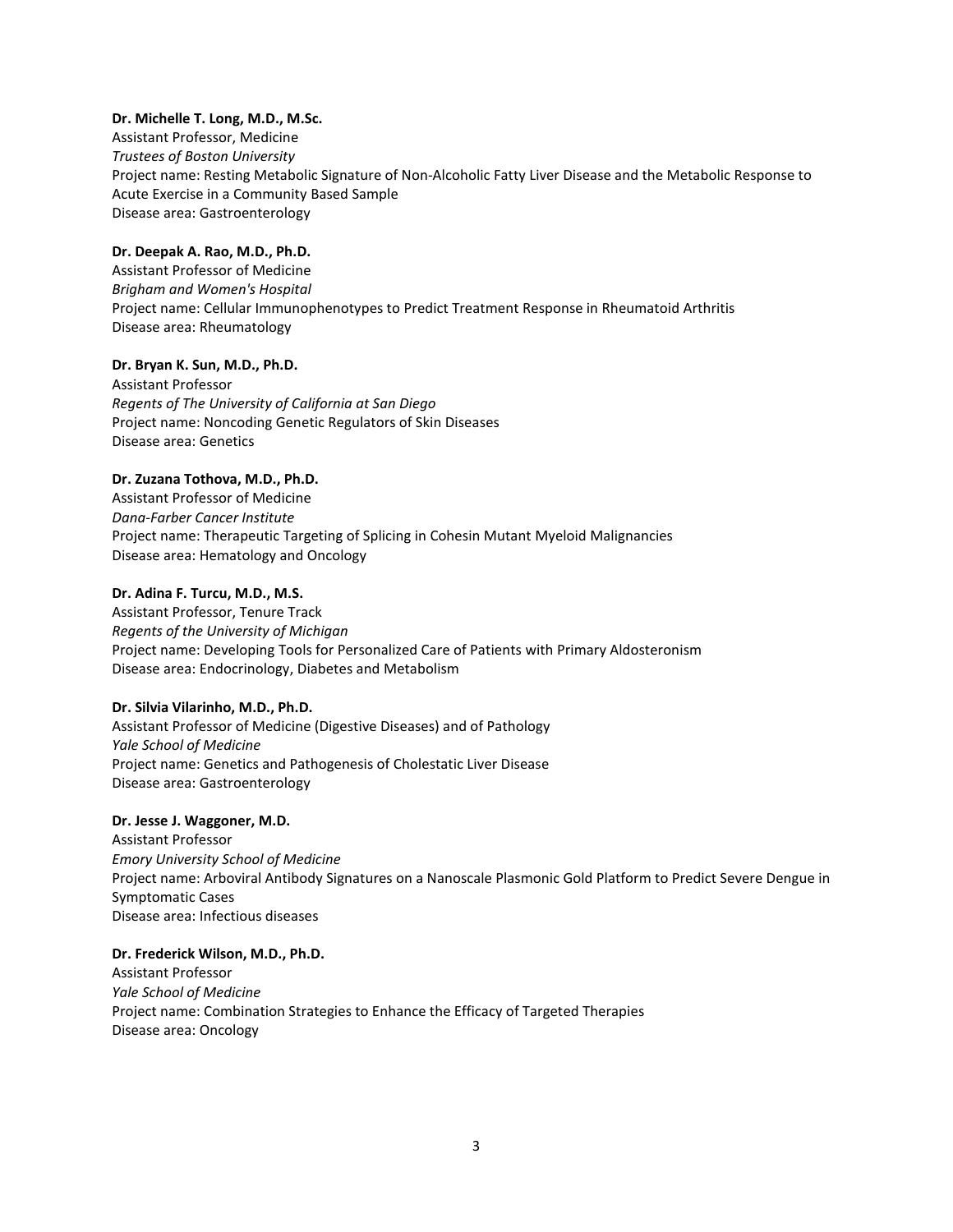**Dr. Michelle T. Long, M.D., M.Sc.**
Assistant Professor, Medicine
*Trustees of Boston University*
Project name: Resting Metabolic Signature of Non-Alcoholic Fatty Liver Disease and the Metabolic Response to Acute Exercise in a Community Based Sample
Disease area: Gastroenterology

**Dr. Deepak A. Rao, M.D., Ph.D.**
Assistant Professor of Medicine
*Brigham and Women's Hospital*
Project name: Cellular Immunophenotypes to Predict Treatment Response in Rheumatoid Arthritis
Disease area: Rheumatology

**Dr. Bryan K. Sun, M.D., Ph.D.**
Assistant Professor
*Regents of The University of California at San Diego*
Project name: Noncoding Genetic Regulators of Skin Diseases
Disease area: Genetics

**Dr. Zuzana Tothova, M.D., Ph.D.**
Assistant Professor of Medicine
*Dana-Farber Cancer Institute*
Project name: Therapeutic Targeting of Splicing in Cohesin Mutant Myeloid Malignancies
Disease area: Hematology and Oncology

**Dr. Adina F. Turcu, M.D., M.S.**
Assistant Professor, Tenure Track
*Regents of the University of Michigan*
Project name: Developing Tools for Personalized Care of Patients with Primary Aldosteronism
Disease area: Endocrinology, Diabetes and Metabolism

**Dr. Silvia Vilarinho, M.D., Ph.D.**
Assistant Professor of Medicine (Digestive Diseases) and of Pathology
*Yale School of Medicine*
Project name: Genetics and Pathogenesis of Cholestatic Liver Disease
Disease area: Gastroenterology

**Dr. Jesse J. Waggoner, M.D.**
Assistant Professor
*Emory University School of Medicine*
Project name: Arboviral Antibody Signatures on a Nanoscale Plasmonic Gold Platform to Predict Severe Dengue in Symptomatic Cases
Disease area: Infectious diseases

**Dr. Frederick Wilson, M.D., Ph.D.**
Assistant Professor
*Yale School of Medicine*
Project name: Combination Strategies to Enhance the Efficacy of Targeted Therapies
Disease area: Oncology